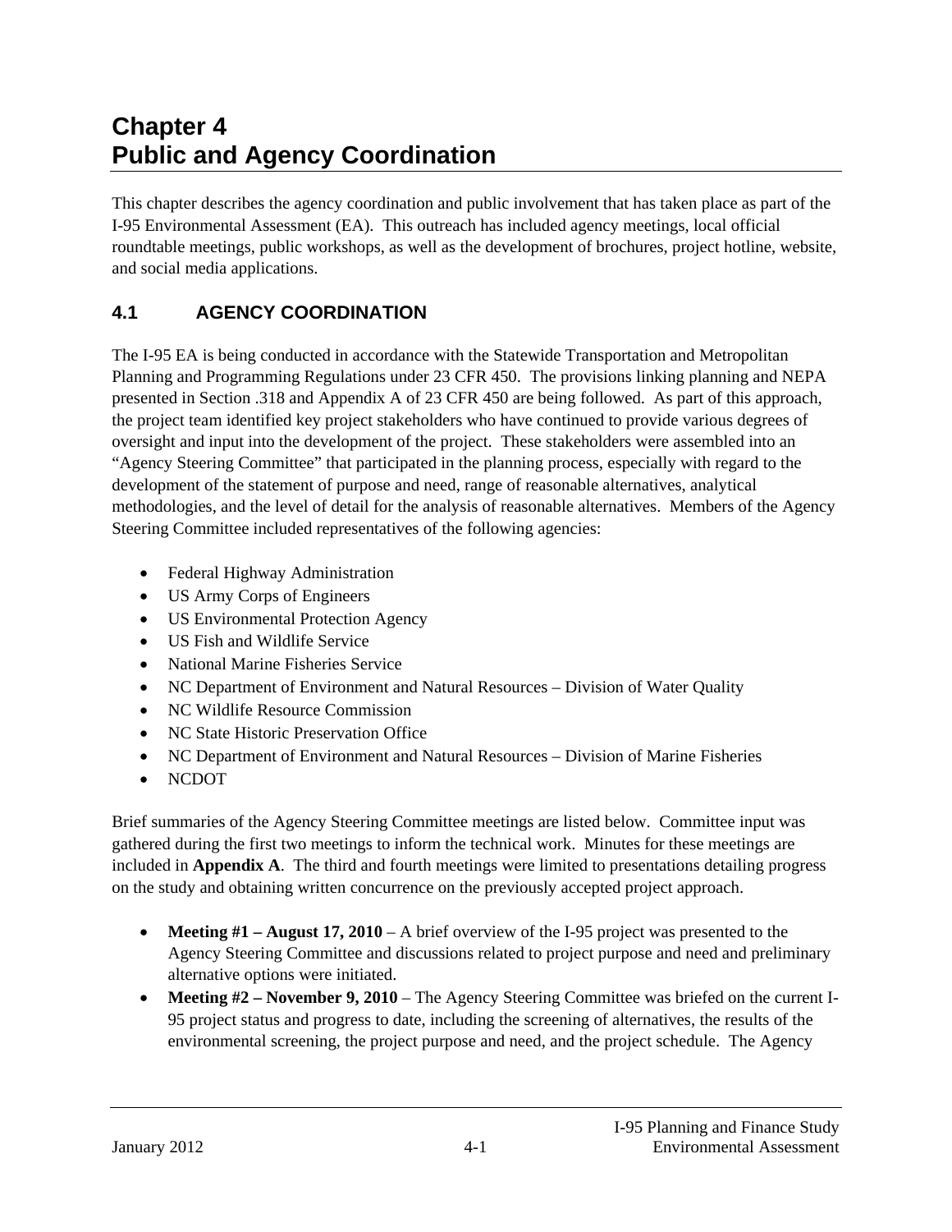# Chapter 4
# Public and Agency Coordination

This chapter describes the agency coordination and public involvement that has taken place as part of the I-95 Environmental Assessment (EA). This outreach has included agency meetings, local official roundtable meetings, public workshops, as well as the development of brochures, project hotline, website, and social media applications.

## 4.1 AGENCY COORDINATION

The I-95 EA is being conducted in accordance with the Statewide Transportation and Metropolitan Planning and Programming Regulations under 23 CFR 450. The provisions linking planning and NEPA presented in Section .318 and Appendix A of 23 CFR 450 are being followed. As part of this approach, the project team identified key project stakeholders who have continued to provide various degrees of oversight and input into the development of the project. These stakeholders were assembled into an "Agency Steering Committee" that participated in the planning process, especially with regard to the development of the statement of purpose and need, range of reasonable alternatives, analytical methodologies, and the level of detail for the analysis of reasonable alternatives. Members of the Agency Steering Committee included representatives of the following agencies:

- Federal Highway Administration
- US Army Corps of Engineers
- US Environmental Protection Agency
- US Fish and Wildlife Service
- National Marine Fisheries Service
- NC Department of Environment and Natural Resources – Division of Water Quality
- NC Wildlife Resource Commission
- NC State Historic Preservation Office
- NC Department of Environment and Natural Resources – Division of Marine Fisheries
- NCDOT

Brief summaries of the Agency Steering Committee meetings are listed below. Committee input was gathered during the first two meetings to inform the technical work. Minutes for these meetings are included in **Appendix A**. The third and fourth meetings were limited to presentations detailing progress on the study and obtaining written concurrence on the previously accepted project approach.

- **Meeting #1 – August 17, 2010** – A brief overview of the I-95 project was presented to the Agency Steering Committee and discussions related to project purpose and need and preliminary alternative options were initiated.
- **Meeting #2 – November 9, 2010** – The Agency Steering Committee was briefed on the current I-95 project status and progress to date, including the screening of alternatives, the results of the environmental screening, the project purpose and need, and the project schedule. The Agency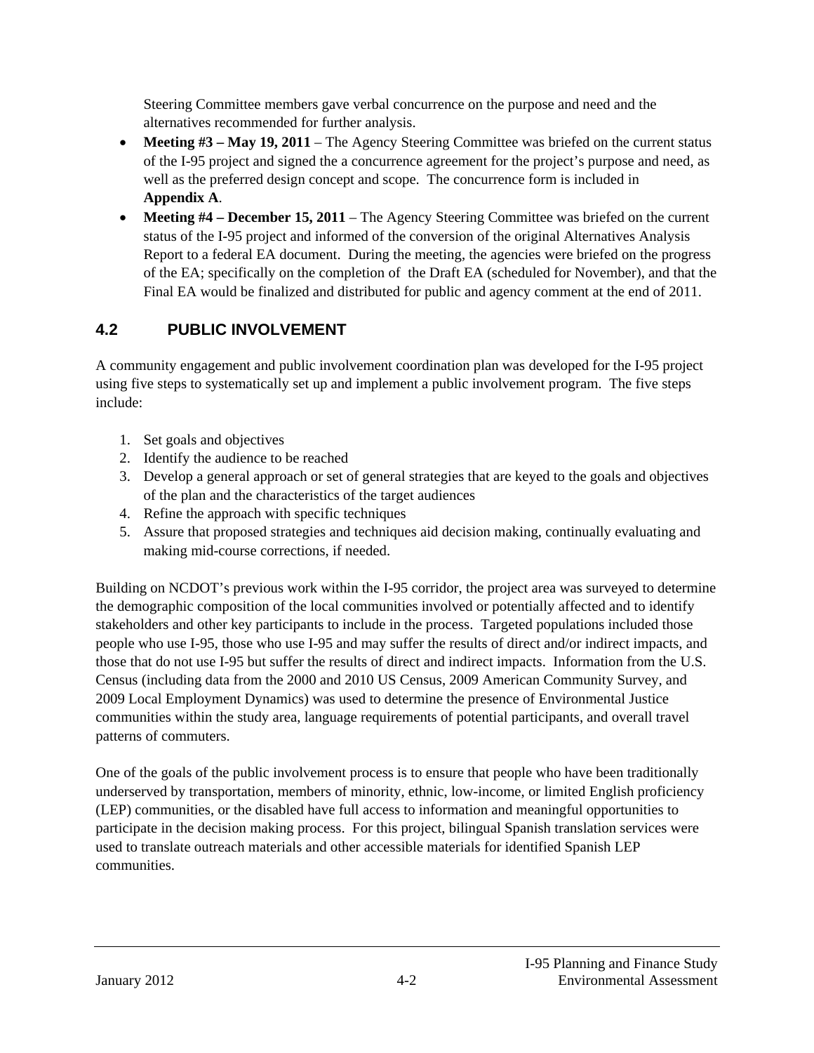Steering Committee members gave verbal concurrence on the purpose and need and the alternatives recommended for further analysis.

- **Meeting #3 – May 19, 2011** – The Agency Steering Committee was briefed on the current status of the I-95 project and signed the a concurrence agreement for the project's purpose and need, as well as the preferred design concept and scope. The concurrence form is included in **Appendix A**.
- **Meeting #4 – December 15, 2011** – The Agency Steering Committee was briefed on the current status of the I-95 project and informed of the conversion of the original Alternatives Analysis Report to a federal EA document. During the meeting, the agencies were briefed on the progress of the EA; specifically on the completion of the Draft EA (scheduled for November), and that the Final EA would be finalized and distributed for public and agency comment at the end of 2011.

## 4.2 PUBLIC INVOLVEMENT

A community engagement and public involvement coordination plan was developed for the I-95 project using five steps to systematically set up and implement a public involvement program. The five steps include:

1. Set goals and objectives
2. Identify the audience to be reached
3. Develop a general approach or set of general strategies that are keyed to the goals and objectives of the plan and the characteristics of the target audiences
4. Refine the approach with specific techniques
5. Assure that proposed strategies and techniques aid decision making, continually evaluating and making mid-course corrections, if needed.

Building on NCDOT's previous work within the I-95 corridor, the project area was surveyed to determine the demographic composition of the local communities involved or potentially affected and to identify stakeholders and other key participants to include in the process. Targeted populations included those people who use I-95, those who use I-95 and may suffer the results of direct and/or indirect impacts, and those that do not use I-95 but suffer the results of direct and indirect impacts. Information from the U.S. Census (including data from the 2000 and 2010 US Census, 2009 American Community Survey, and 2009 Local Employment Dynamics) was used to determine the presence of Environmental Justice communities within the study area, language requirements of potential participants, and overall travel patterns of commuters.

One of the goals of the public involvement process is to ensure that people who have been traditionally underserved by transportation, members of minority, ethnic, low-income, or limited English proficiency (LEP) communities, or the disabled have full access to information and meaningful opportunities to participate in the decision making process. For this project, bilingual Spanish translation services were used to translate outreach materials and other accessible materials for identified Spanish LEP communities.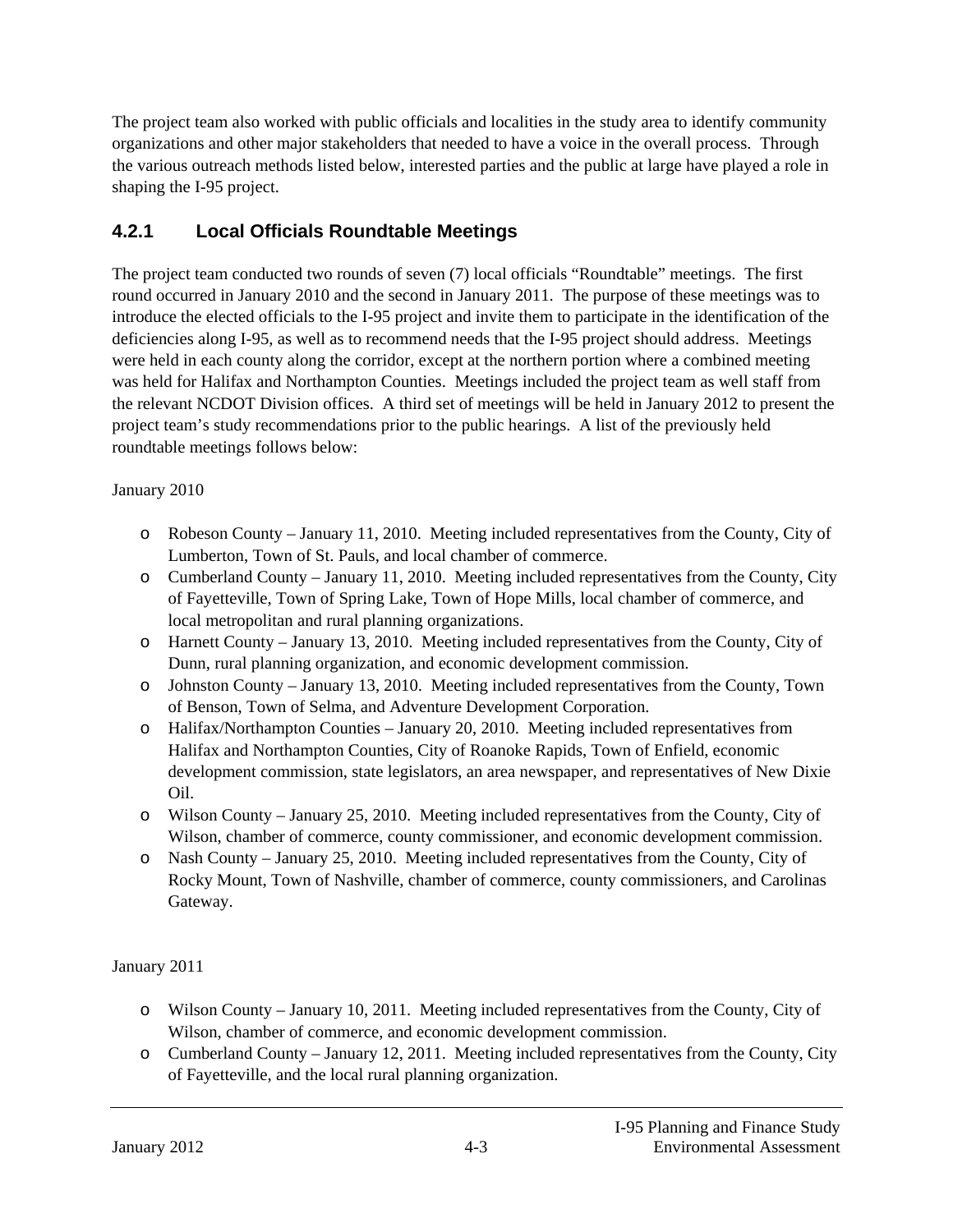The project team also worked with public officials and localities in the study area to identify community organizations and other major stakeholders that needed to have a voice in the overall process. Through the various outreach methods listed below, interested parties and the public at large have played a role in shaping the I-95 project.

### 4.2.1 Local Officials Roundtable Meetings

The project team conducted two rounds of seven (7) local officials "Roundtable" meetings. The first round occurred in January 2010 and the second in January 2011. The purpose of these meetings was to introduce the elected officials to the I-95 project and invite them to participate in the identification of the deficiencies along I-95, as well as to recommend needs that the I-95 project should address. Meetings were held in each county along the corridor, except at the northern portion where a combined meeting was held for Halifax and Northampton Counties. Meetings included the project team as well staff from the relevant NCDOT Division offices. A third set of meetings will be held in January 2012 to present the project team's study recommendations prior to the public hearings. A list of the previously held roundtable meetings follows below:

January 2010

- Robeson County – January 11, 2010. Meeting included representatives from the County, City of Lumberton, Town of St. Pauls, and local chamber of commerce.
- Cumberland County – January 11, 2010. Meeting included representatives from the County, City of Fayetteville, Town of Spring Lake, Town of Hope Mills, local chamber of commerce, and local metropolitan and rural planning organizations.
- Harnett County – January 13, 2010. Meeting included representatives from the County, City of Dunn, rural planning organization, and economic development commission.
- Johnston County – January 13, 2010. Meeting included representatives from the County, Town of Benson, Town of Selma, and Adventure Development Corporation.
- Halifax/Northampton Counties – January 20, 2010. Meeting included representatives from Halifax and Northampton Counties, City of Roanoke Rapids, Town of Enfield, economic development commission, state legislators, an area newspaper, and representatives of New Dixie Oil.
- Wilson County – January 25, 2010. Meeting included representatives from the County, City of Wilson, chamber of commerce, county commissioner, and economic development commission.
- Nash County – January 25, 2010. Meeting included representatives from the County, City of Rocky Mount, Town of Nashville, chamber of commerce, county commissioners, and Carolinas Gateway.

January 2011

- Wilson County – January 10, 2011. Meeting included representatives from the County, City of Wilson, chamber of commerce, and economic development commission.
- Cumberland County – January 12, 2011. Meeting included representatives from the County, City of Fayetteville, and the local rural planning organization.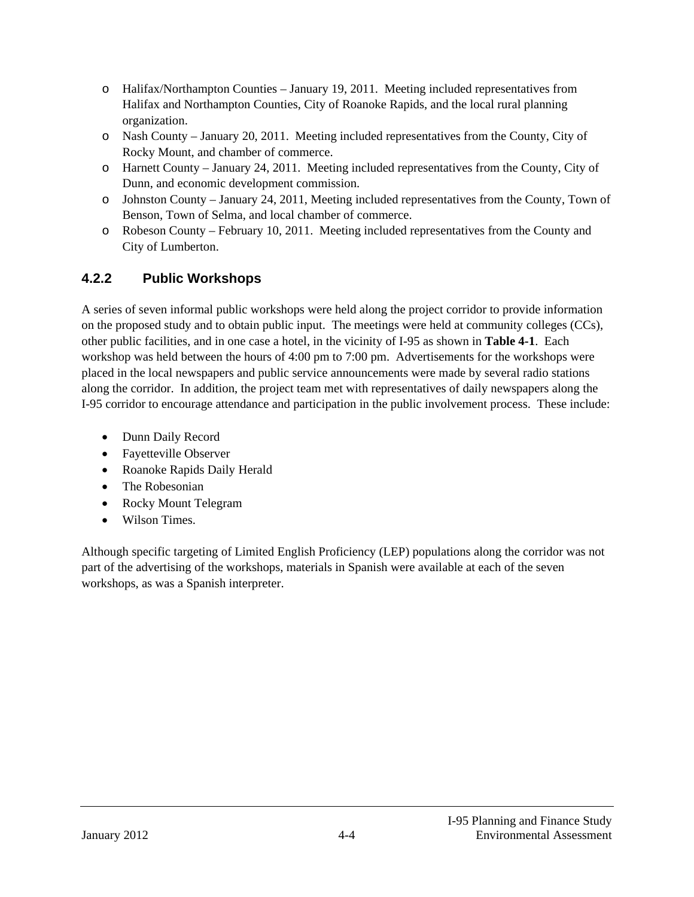- Halifax/Northampton Counties – January 19, 2011. Meeting included representatives from Halifax and Northampton Counties, City of Roanoke Rapids, and the local rural planning organization.
- Nash County – January 20, 2011. Meeting included representatives from the County, City of Rocky Mount, and chamber of commerce.
- Harnett County – January 24, 2011. Meeting included representatives from the County, City of Dunn, and economic development commission.
- Johnston County – January 24, 2011, Meeting included representatives from the County, Town of Benson, Town of Selma, and local chamber of commerce.
- Robeson County – February 10, 2011. Meeting included representatives from the County and City of Lumberton.

### 4.2.2 Public Workshops

A series of seven informal public workshops were held along the project corridor to provide information on the proposed study and to obtain public input. The meetings were held at community colleges (CCs), other public facilities, and in one case a hotel, in the vicinity of I-95 as shown in **Table 4-1**. Each workshop was held between the hours of 4:00 pm to 7:00 pm. Advertisements for the workshops were placed in the local newspapers and public service announcements were made by several radio stations along the corridor. In addition, the project team met with representatives of daily newspapers along the I-95 corridor to encourage attendance and participation in the public involvement process. These include:

- Dunn Daily Record
- Fayetteville Observer
- Roanoke Rapids Daily Herald
- The Robesonian
- Rocky Mount Telegram
- Wilson Times.

Although specific targeting of Limited English Proficiency (LEP) populations along the corridor was not part of the advertising of the workshops, materials in Spanish were available at each of the seven workshops, as was a Spanish interpreter.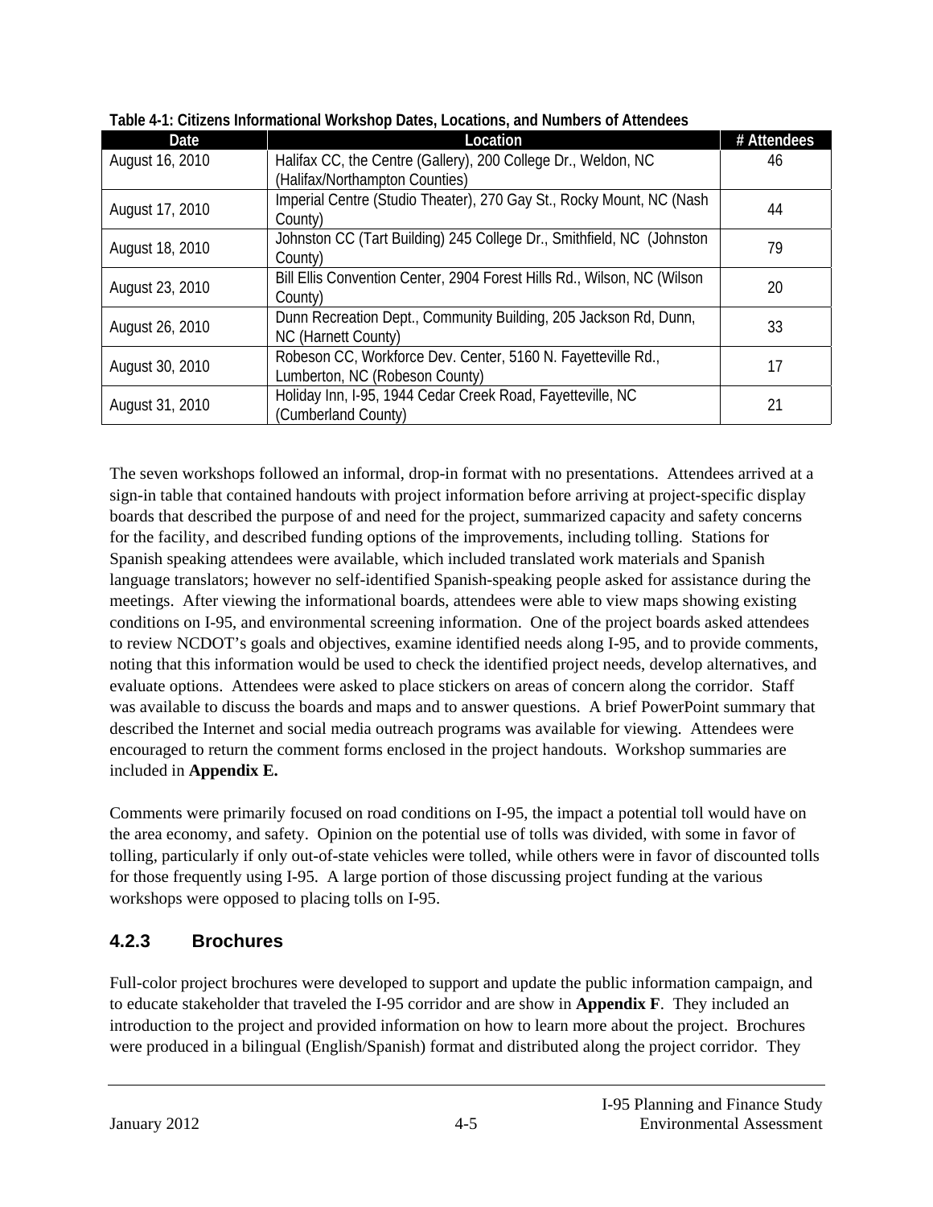**Table 4-1: Citizens Informational Workshop Dates, Locations, and Numbers of Attendees**

| Date | Location | # Attendees |
|---|---|---|
| August 16, 2010 | Halifax CC, the Centre (Gallery), 200 College Dr., Weldon, NC (Halifax/Northampton Counties) | 46 |
| August 17, 2010 | Imperial Centre (Studio Theater), 270 Gay St., Rocky Mount, NC (Nash County) | 44 |
| August 18, 2010 | Johnston CC (Tart Building) 245 College Dr., Smithfield, NC (Johnston County) | 79 |
| August 23, 2010 | Bill Ellis Convention Center, 2904 Forest Hills Rd., Wilson, NC (Wilson County) | 20 |
| August 26, 2010 | Dunn Recreation Dept., Community Building, 205 Jackson Rd, Dunn, NC (Harnett County) | 33 |
| August 30, 2010 | Robeson CC, Workforce Dev. Center, 5160 N. Fayetteville Rd., Lumberton, NC (Robeson County) | 17 |
| August 31, 2010 | Holiday Inn, I-95, 1944 Cedar Creek Road, Fayetteville, NC (Cumberland County) | 21 |

The seven workshops followed an informal, drop-in format with no presentations. Attendees arrived at a sign-in table that contained handouts with project information before arriving at project-specific display boards that described the purpose of and need for the project, summarized capacity and safety concerns for the facility, and described funding options of the improvements, including tolling. Stations for Spanish speaking attendees were available, which included translated work materials and Spanish language translators; however no self-identified Spanish-speaking people asked for assistance during the meetings. After viewing the informational boards, attendees were able to view maps showing existing conditions on I-95, and environmental screening information. One of the project boards asked attendees to review NCDOT's goals and objectives, examine identified needs along I-95, and to provide comments, noting that this information would be used to check the identified project needs, develop alternatives, and evaluate options. Attendees were asked to place stickers on areas of concern along the corridor. Staff was available to discuss the boards and maps and to answer questions. A brief PowerPoint summary that described the Internet and social media outreach programs was available for viewing. Attendees were encouraged to return the comment forms enclosed in the project handouts. Workshop summaries are included in **Appendix E.**

Comments were primarily focused on road conditions on I-95, the impact a potential toll would have on the area economy, and safety. Opinion on the potential use of tolls was divided, with some in favor of tolling, particularly if only out-of-state vehicles were tolled, while others were in favor of discounted tolls for those frequently using I-95. A large portion of those discussing project funding at the various workshops were opposed to placing tolls on I-95.

### 4.2.3 Brochures

Full-color project brochures were developed to support and update the public information campaign, and to educate stakeholder that traveled the I-95 corridor and are show in **Appendix F**. They included an introduction to the project and provided information on how to learn more about the project. Brochures were produced in a bilingual (English/Spanish) format and distributed along the project corridor. They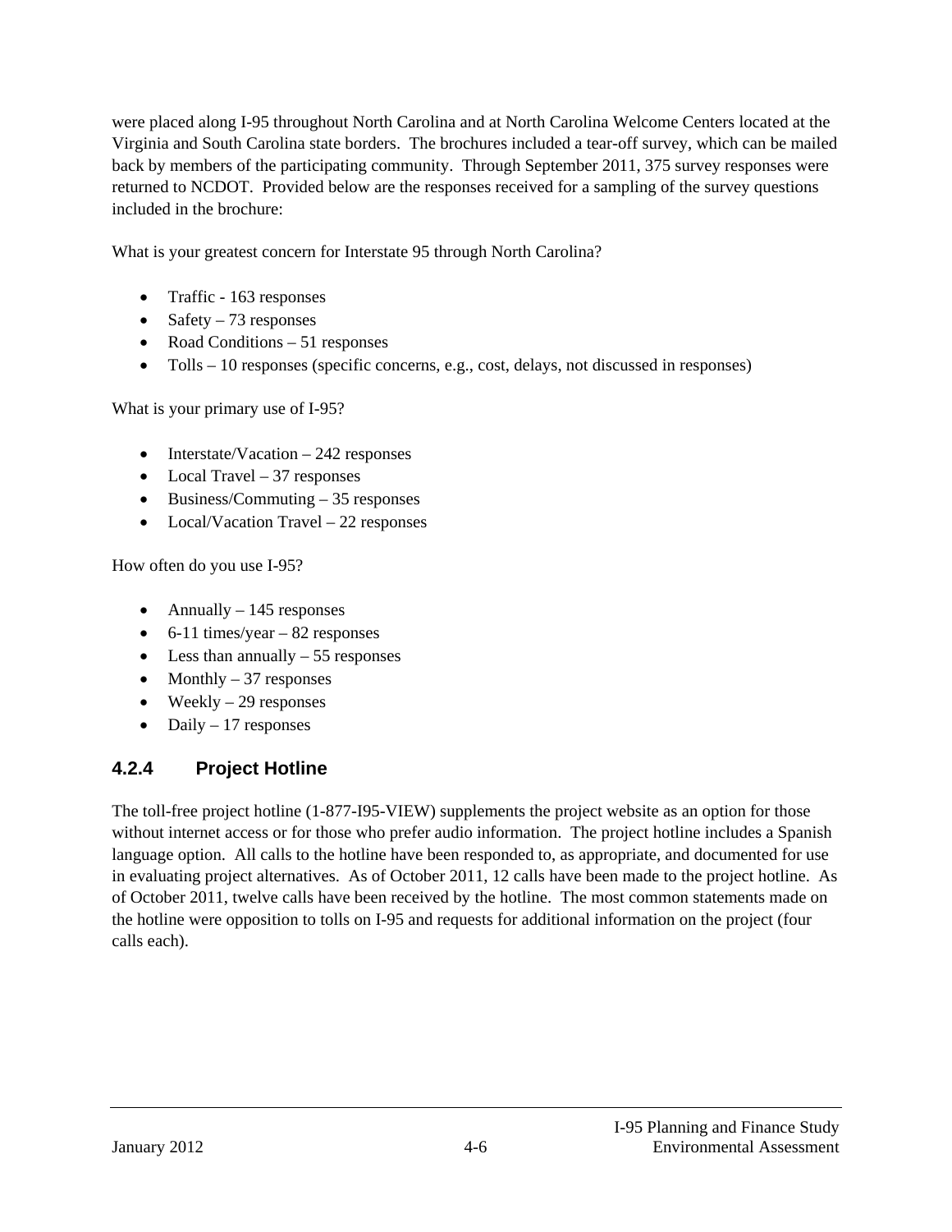were placed along I-95 throughout North Carolina and at North Carolina Welcome Centers located at the Virginia and South Carolina state borders. The brochures included a tear-off survey, which can be mailed back by members of the participating community. Through September 2011, 375 survey responses were returned to NCDOT. Provided below are the responses received for a sampling of the survey questions included in the brochure:

What is your greatest concern for Interstate 95 through North Carolina?

- Traffic - 163 responses
- Safety – 73 responses
- Road Conditions – 51 responses
- Tolls – 10 responses (specific concerns, e.g., cost, delays, not discussed in responses)

What is your primary use of I-95?

- Interstate/Vacation – 242 responses
- Local Travel – 37 responses
- Business/Commuting – 35 responses
- Local/Vacation Travel – 22 responses

How often do you use I-95?

- Annually – 145 responses
- 6-11 times/year – 82 responses
- Less than annually – 55 responses
- Monthly – 37 responses
- Weekly – 29 responses
- Daily – 17 responses

### 4.2.4 Project Hotline

The toll-free project hotline (1-877-I95-VIEW) supplements the project website as an option for those without internet access or for those who prefer audio information. The project hotline includes a Spanish language option. All calls to the hotline have been responded to, as appropriate, and documented for use in evaluating project alternatives. As of October 2011, 12 calls have been made to the project hotline. As of October 2011, twelve calls have been received by the hotline. The most common statements made on the hotline were opposition to tolls on I-95 and requests for additional information on the project (four calls each).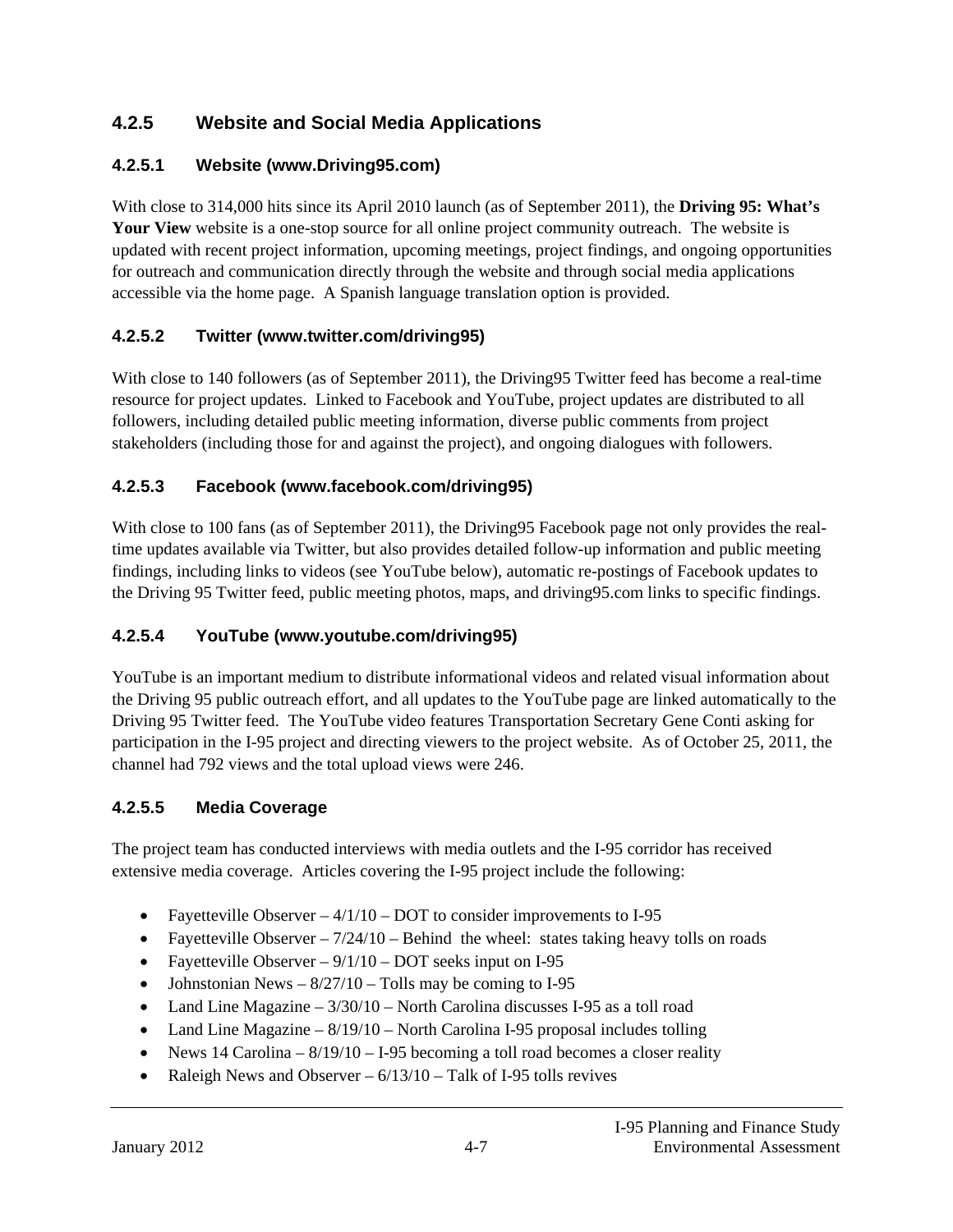### 4.2.5 Website and Social Media Applications

#### 4.2.5.1 Website (www.Driving95.com)

With close to 314,000 hits since its April 2010 launch (as of September 2011), the **Driving 95: What's Your View** website is a one-stop source for all online project community outreach. The website is updated with recent project information, upcoming meetings, project findings, and ongoing opportunities for outreach and communication directly through the website and through social media applications accessible via the home page. A Spanish language translation option is provided.

#### 4.2.5.2 Twitter (www.twitter.com/driving95)

With close to 140 followers (as of September 2011), the Driving95 Twitter feed has become a real-time resource for project updates. Linked to Facebook and YouTube, project updates are distributed to all followers, including detailed public meeting information, diverse public comments from project stakeholders (including those for and against the project), and ongoing dialogues with followers.

#### 4.2.5.3 Facebook (www.facebook.com/driving95)

With close to 100 fans (as of September 2011), the Driving95 Facebook page not only provides the real-time updates available via Twitter, but also provides detailed follow-up information and public meeting findings, including links to videos (see YouTube below), automatic re-postings of Facebook updates to the Driving 95 Twitter feed, public meeting photos, maps, and driving95.com links to specific findings.

#### 4.2.5.4 YouTube (www.youtube.com/driving95)

YouTube is an important medium to distribute informational videos and related visual information about the Driving 95 public outreach effort, and all updates to the YouTube page are linked automatically to the Driving 95 Twitter feed. The YouTube video features Transportation Secretary Gene Conti asking for participation in the I-95 project and directing viewers to the project website. As of October 25, 2011, the channel had 792 views and the total upload views were 246.

#### 4.2.5.5 Media Coverage

The project team has conducted interviews with media outlets and the I-95 corridor has received extensive media coverage. Articles covering the I-95 project include the following:

- Fayetteville Observer – 4/1/10 – DOT to consider improvements to I-95
- Fayetteville Observer – 7/24/10 – Behind the wheel: states taking heavy tolls on roads
- Fayetteville Observer – 9/1/10 – DOT seeks input on I-95
- Johnstonian News – 8/27/10 – Tolls may be coming to I-95
- Land Line Magazine – 3/30/10 – North Carolina discusses I-95 as a toll road
- Land Line Magazine – 8/19/10 – North Carolina I-95 proposal includes tolling
- News 14 Carolina – 8/19/10 – I-95 becoming a toll road becomes a closer reality
- Raleigh News and Observer – 6/13/10 – Talk of I-95 tolls revives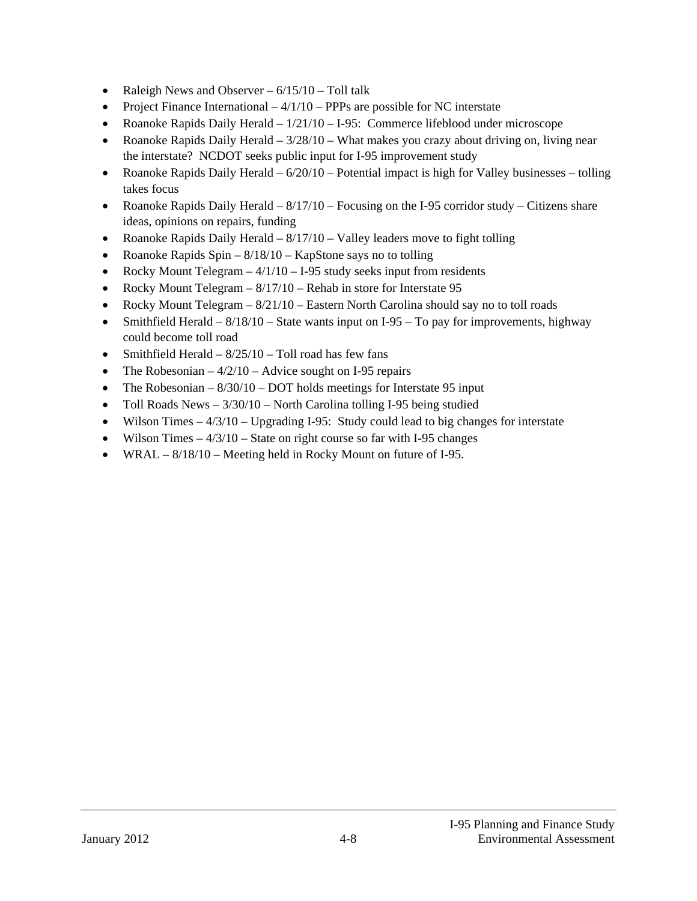- Raleigh News and Observer – 6/15/10 – Toll talk
- Project Finance International – 4/1/10 – PPPs are possible for NC interstate
- Roanoke Rapids Daily Herald – 1/21/10 – I-95: Commerce lifeblood under microscope
- Roanoke Rapids Daily Herald – 3/28/10 – What makes you crazy about driving on, living near the interstate? NCDOT seeks public input for I-95 improvement study
- Roanoke Rapids Daily Herald – 6/20/10 – Potential impact is high for Valley businesses – tolling takes focus
- Roanoke Rapids Daily Herald – 8/17/10 – Focusing on the I-95 corridor study – Citizens share ideas, opinions on repairs, funding
- Roanoke Rapids Daily Herald – 8/17/10 – Valley leaders move to fight tolling
- Roanoke Rapids Spin – 8/18/10 – KapStone says no to tolling
- Rocky Mount Telegram – 4/1/10 – I-95 study seeks input from residents
- Rocky Mount Telegram – 8/17/10 – Rehab in store for Interstate 95
- Rocky Mount Telegram – 8/21/10 – Eastern North Carolina should say no to toll roads
- Smithfield Herald – 8/18/10 – State wants input on I-95 – To pay for improvements, highway could become toll road
- Smithfield Herald – 8/25/10 – Toll road has few fans
- The Robesonian – 4/2/10 – Advice sought on I-95 repairs
- The Robesonian – 8/30/10 – DOT holds meetings for Interstate 95 input
- Toll Roads News – 3/30/10 – North Carolina tolling I-95 being studied
- Wilson Times – 4/3/10 – Upgrading I-95: Study could lead to big changes for interstate
- Wilson Times – 4/3/10 – State on right course so far with I-95 changes
- WRAL – 8/18/10 – Meeting held in Rocky Mount on future of I-95.